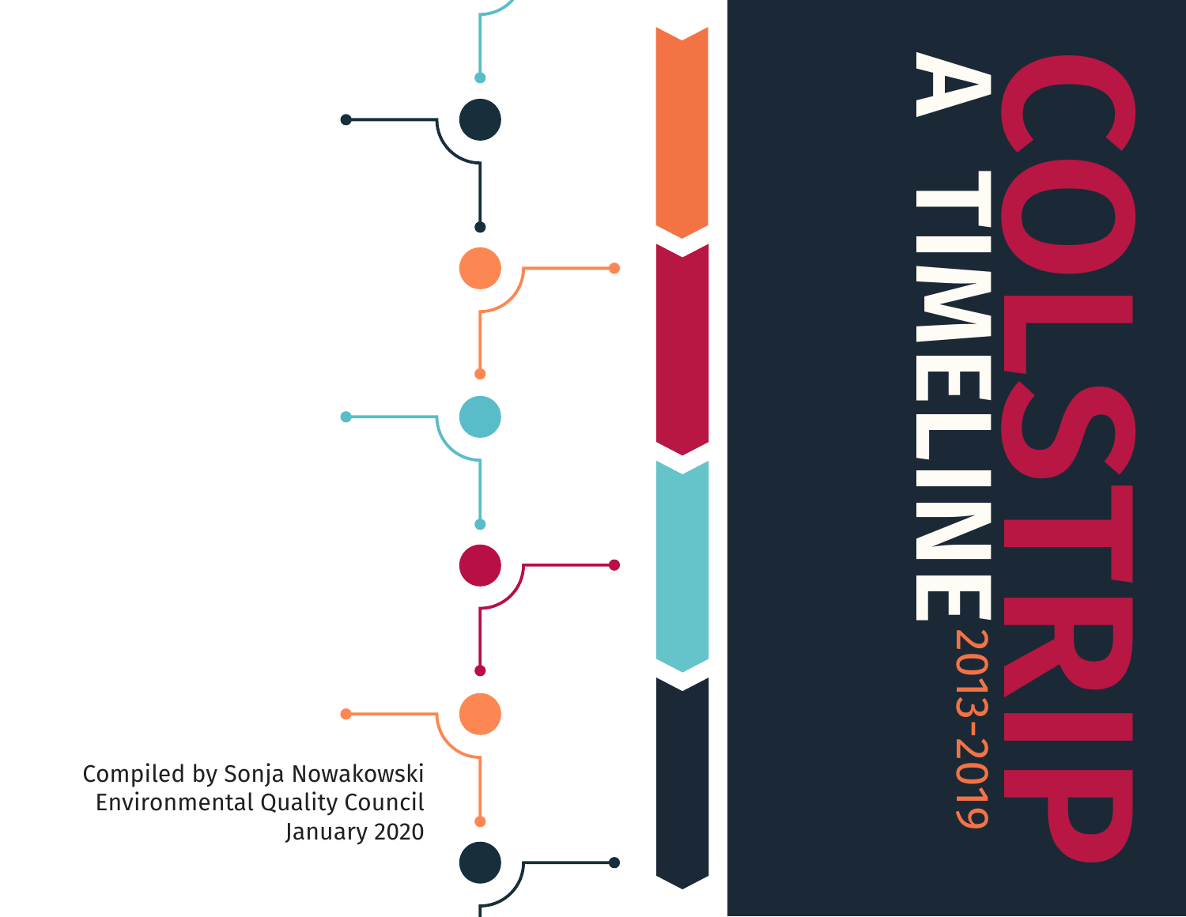# COLSTRIP

## A TIMELINE

2013-2019

Compiled by Sonja Nowakowski
Environmental Quality Council
January 2020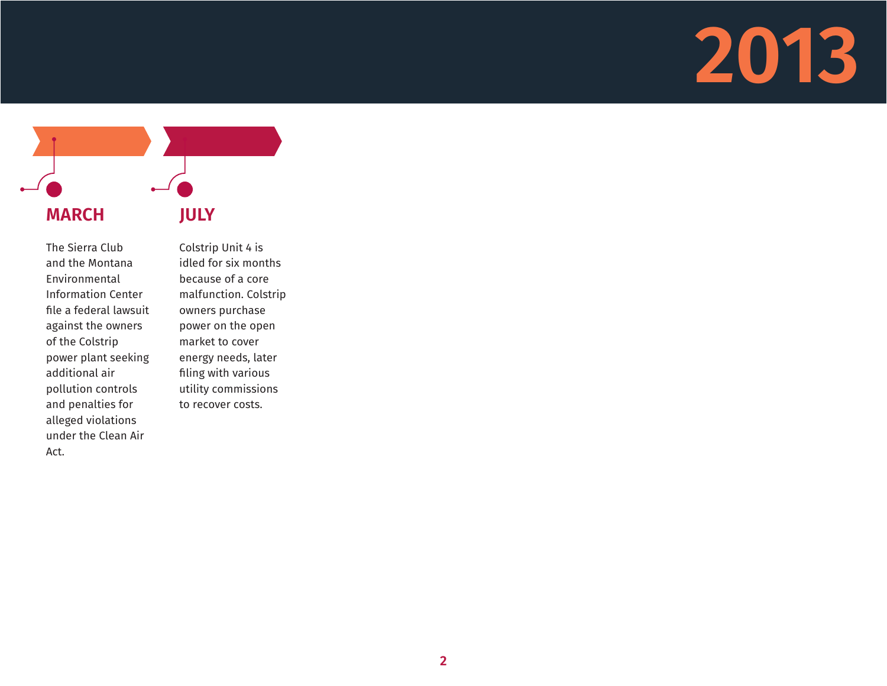# 2013

## MARCH

The Sierra Club and the Montana Environmental Information Center file a federal lawsuit against the owners of the Colstrip power plant seeking additional air pollution controls and penalties for alleged violations under the Clean Air Act.

## JULY

Colstrip Unit 4 is idled for six months because of a core malfunction. Colstrip owners purchase power on the open market to cover energy needs, later filing with various utility commissions to recover costs.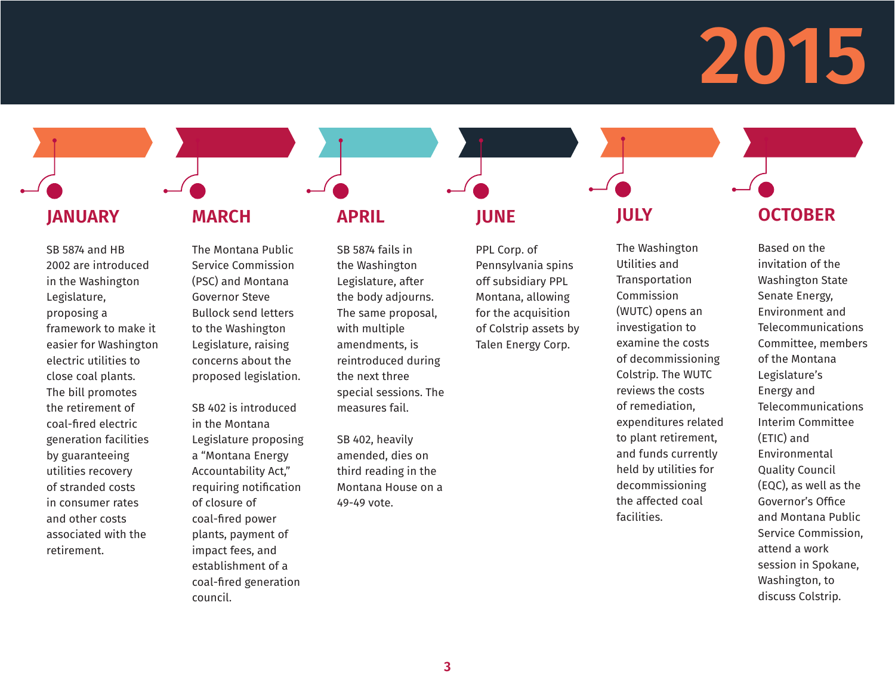# 2015

## JANUARY

SB 5874 and HB 2002 are introduced in the Washington Legislature, proposing a framework to make it easier for Washington electric utilities to close coal plants. The bill promotes the retirement of coal-fired electric generation facilities by guaranteeing utilities recovery of stranded costs in consumer rates and other costs associated with the retirement.

## MARCH

The Montana Public Service Commission (PSC) and Montana Governor Steve Bullock send letters to the Washington Legislature, raising concerns about the proposed legislation.

SB 402 is introduced in the Montana Legislature proposing a "Montana Energy Accountability Act," requiring notification of closure of coal-fired power plants, payment of impact fees, and establishment of a coal-fired generation council.

## APRIL

SB 5874 fails in the Washington Legislature, after the body adjourns. The same proposal, with multiple amendments, is reintroduced during the next three special sessions. The measures fail.

SB 402, heavily amended, dies on third reading in the Montana House on a 49-49 vote.

## JUNE

PPL Corp. of Pennsylvania spins off subsidiary PPL Montana, allowing for the acquisition of Colstrip assets by Talen Energy Corp.

## JULY

The Washington Utilities and Transportation Commission (WUTC) opens an investigation to examine the costs of decommissioning Colstrip. The WUTC reviews the costs of remediation, expenditures related to plant retirement, and funds currently held by utilities for decommissioning the affected coal facilities.

## OCTOBER

Based on the invitation of the Washington State Senate Energy, Environment and Telecommunications Committee, members of the Montana Legislature's Energy and Telecommunications Interim Committee (ETIC) and Environmental Quality Council (EQC), as well as the Governor's Office and Montana Public Service Commission, attend a work session in Spokane, Washington, to discuss Colstrip.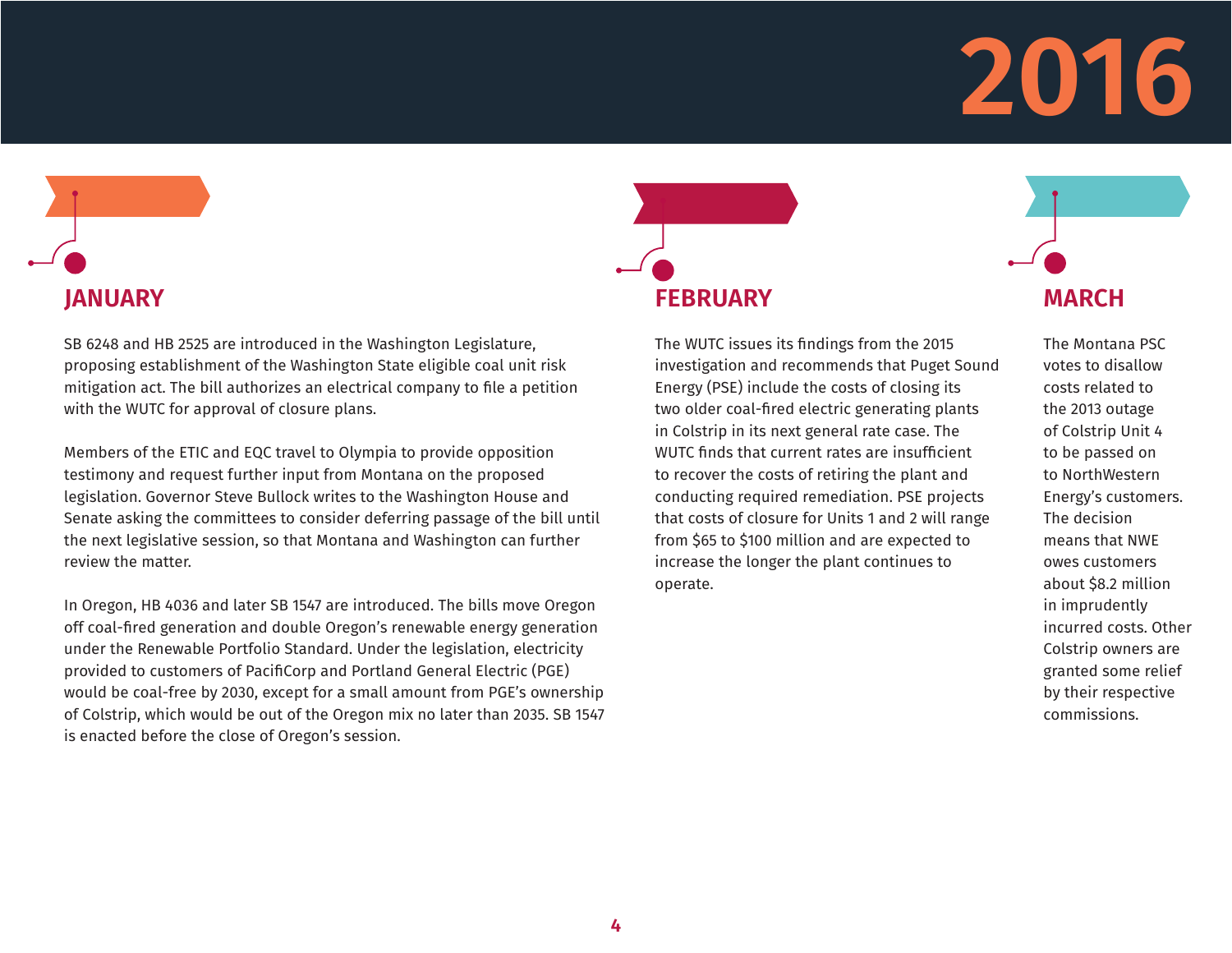# 2016

## JANUARY

SB 6248 and HB 2525 are introduced in the Washington Legislature, proposing establishment of the Washington State eligible coal unit risk mitigation act. The bill authorizes an electrical company to file a petition with the WUTC for approval of closure plans.

Members of the ETIC and EQC travel to Olympia to provide opposition testimony and request further input from Montana on the proposed legislation. Governor Steve Bullock writes to the Washington House and Senate asking the committees to consider deferring passage of the bill until the next legislative session, so that Montana and Washington can further review the matter.

In Oregon, HB 4036 and later SB 1547 are introduced. The bills move Oregon off coal-fired generation and double Oregon's renewable energy generation under the Renewable Portfolio Standard. Under the legislation, electricity provided to customers of PacifiCorp and Portland General Electric (PGE) would be coal-free by 2030, except for a small amount from PGE's ownership of Colstrip, which would be out of the Oregon mix no later than 2035. SB 1547 is enacted before the close of Oregon's session.

## FEBRUARY

The WUTC issues its findings from the 2015 investigation and recommends that Puget Sound Energy (PSE) include the costs of closing its two older coal-fired electric generating plants in Colstrip in its next general rate case. The WUTC finds that current rates are insufficient to recover the costs of retiring the plant and conducting required remediation. PSE projects that costs of closure for Units 1 and 2 will range from $65 to $100 million and are expected to increase the longer the plant continues to operate.

## MARCH

The Montana PSC votes to disallow costs related to the 2013 outage of Colstrip Unit 4 to be passed on to NorthWestern Energy's customers. The decision means that NWE owes customers about $8.2 million in imprudently incurred costs. Other Colstrip owners are granted some relief by their respective commissions.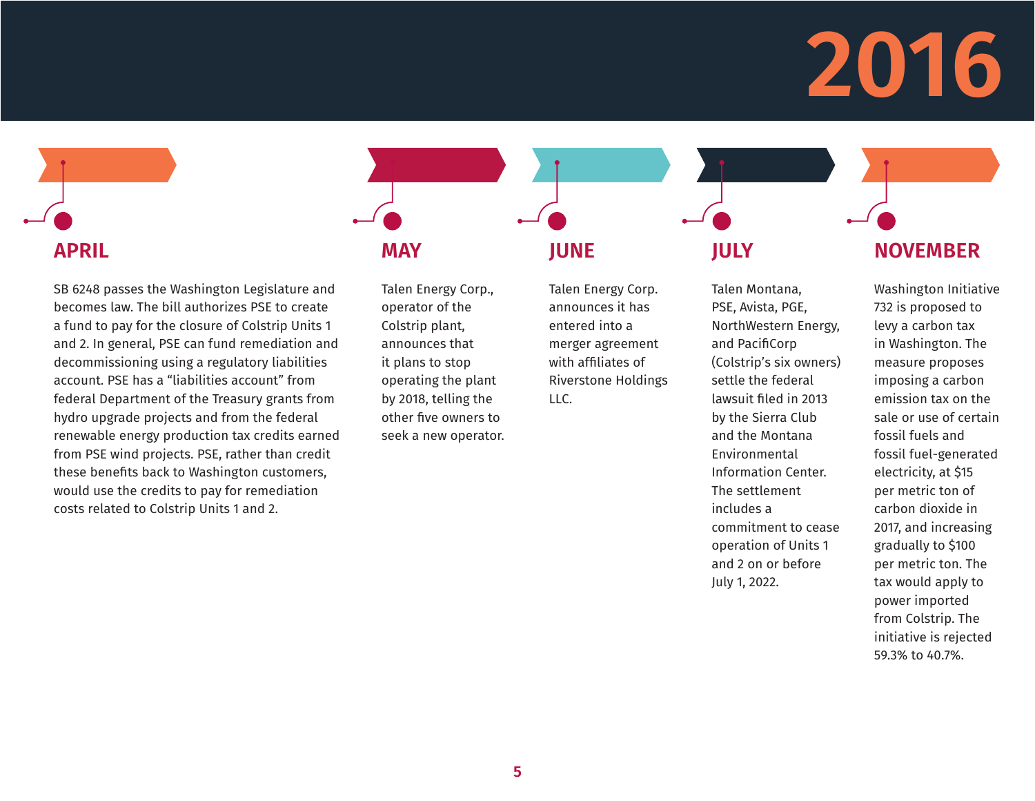# 2016

## APRIL

SB 6248 passes the Washington Legislature and becomes law. The bill authorizes PSE to create a fund to pay for the closure of Colstrip Units 1 and 2. In general, PSE can fund remediation and decommissioning using a regulatory liabilities account. PSE has a “liabilities account” from federal Department of the Treasury grants from hydro upgrade projects and from the federal renewable energy production tax credits earned from PSE wind projects. PSE, rather than credit these benefits back to Washington customers, would use the credits to pay for remediation costs related to Colstrip Units 1 and 2.

## MAY

Talen Energy Corp., operator of the Colstrip plant, announces that it plans to stop operating the plant by 2018, telling the other five owners to seek a new operator.

## JUNE

Talen Energy Corp. announces it has entered into a merger agreement with affiliates of Riverstone Holdings LLC.

## JULY

Talen Montana, PSE, Avista, PGE, NorthWestern Energy, and PacifiCorp (Colstrip’s six owners) settle the federal lawsuit filed in 2013 by the Sierra Club and the Montana Environmental Information Center. The settlement includes a commitment to cease operation of Units 1 and 2 on or before July 1, 2022.

## NOVEMBER

Washington Initiative 732 is proposed to levy a carbon tax in Washington. The measure proposes imposing a carbon emission tax on the sale or use of certain fossil fuels and fossil fuel-generated electricity, at $15 per metric ton of carbon dioxide in 2017, and increasing gradually to $100 per metric ton. The tax would apply to power imported from Colstrip. The initiative is rejected 59.3% to 40.7%.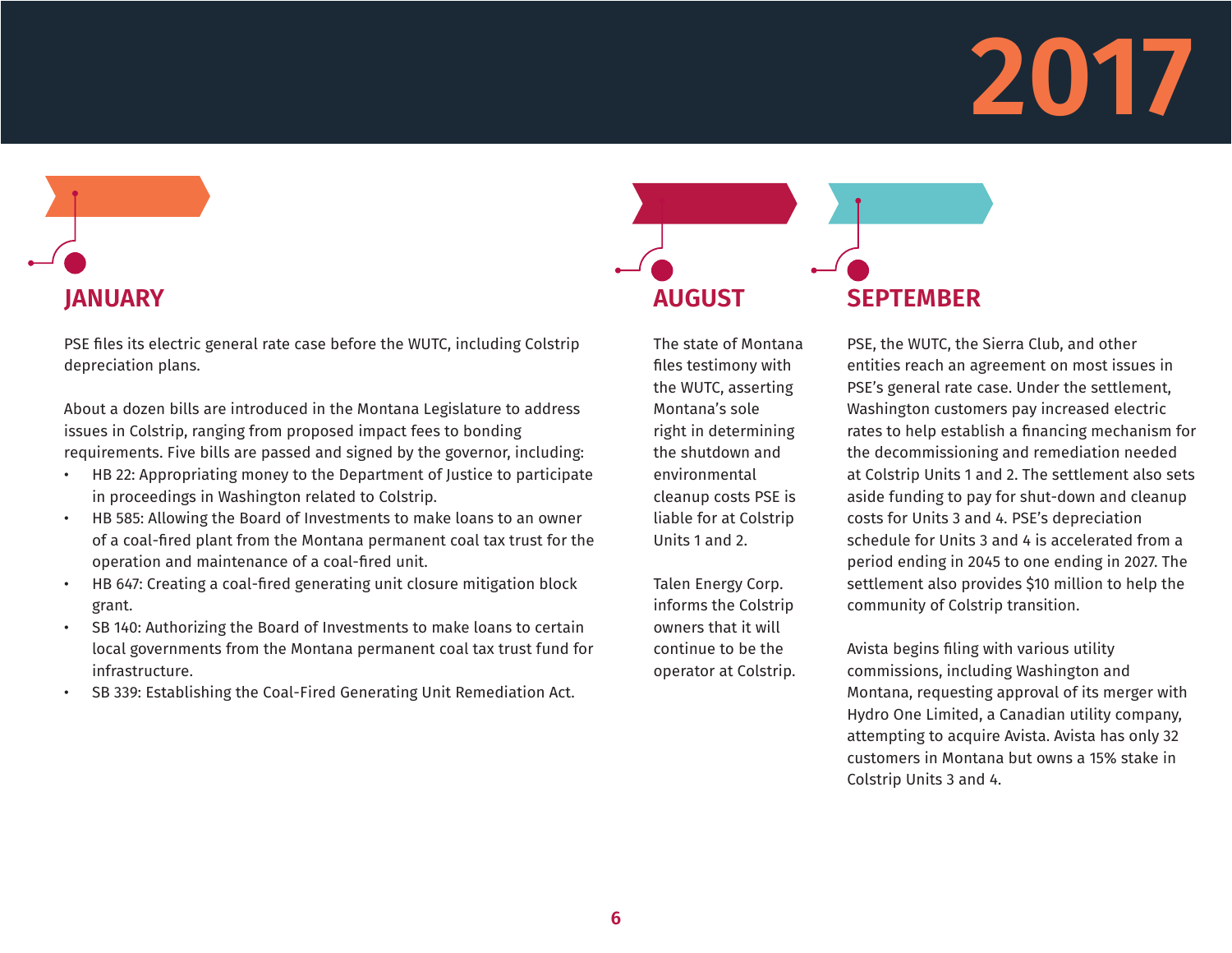# 2017

## JANUARY

PSE files its electric general rate case before the WUTC, including Colstrip depreciation plans.

About a dozen bills are introduced in the Montana Legislature to address issues in Colstrip, ranging from proposed impact fees to bonding requirements. Five bills are passed and signed by the governor, including:

- HB 22: Appropriating money to the Department of Justice to participate in proceedings in Washington related to Colstrip.
- HB 585: Allowing the Board of Investments to make loans to an owner of a coal-fired plant from the Montana permanent coal tax trust for the operation and maintenance of a coal-fired unit.
- HB 647: Creating a coal-fired generating unit closure mitigation block grant.
- SB 140: Authorizing the Board of Investments to make loans to certain local governments from the Montana permanent coal tax trust fund for infrastructure.
- SB 339: Establishing the Coal-Fired Generating Unit Remediation Act.

## AUGUST

The state of Montana files testimony with the WUTC, asserting Montana's sole right in determining the shutdown and environmental cleanup costs PSE is liable for at Colstrip Units 1 and 2.

Talen Energy Corp. informs the Colstrip owners that it will continue to be the operator at Colstrip.

## SEPTEMBER

PSE, the WUTC, the Sierra Club, and other entities reach an agreement on most issues in PSE's general rate case. Under the settlement, Washington customers pay increased electric rates to help establish a financing mechanism for the decommissioning and remediation needed at Colstrip Units 1 and 2. The settlement also sets aside funding to pay for shut-down and cleanup costs for Units 3 and 4. PSE's depreciation schedule for Units 3 and 4 is accelerated from a period ending in 2045 to one ending in 2027. The settlement also provides $10 million to help the community of Colstrip transition.

Avista begins filing with various utility commissions, including Washington and Montana, requesting approval of its merger with Hydro One Limited, a Canadian utility company, attempting to acquire Avista. Avista has only 32 customers in Montana but owns a 15% stake in Colstrip Units 3 and 4.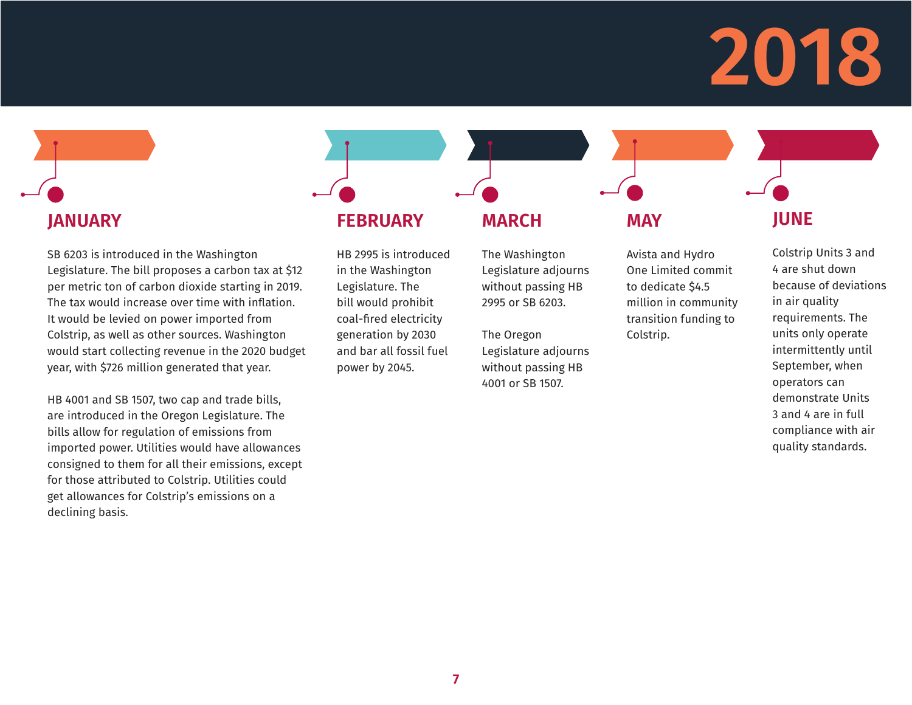# 2018

## JANUARY

SB 6203 is introduced in the Washington Legislature. The bill proposes a carbon tax at $12 per metric ton of carbon dioxide starting in 2019. The tax would increase over time with inflation. It would be levied on power imported from Colstrip, as well as other sources. Washington would start collecting revenue in the 2020 budget year, with $726 million generated that year.

HB 4001 and SB 1507, two cap and trade bills, are introduced in the Oregon Legislature. The bills allow for regulation of emissions from imported power. Utilities would have allowances consigned to them for all their emissions, except for those attributed to Colstrip. Utilities could get allowances for Colstrip's emissions on a declining basis.

## FEBRUARY

HB 2995 is introduced in the Washington Legislature. The bill would prohibit coal-fired electricity generation by 2030 and bar all fossil fuel power by 2045.

## MARCH

The Washington Legislature adjourns without passing HB 2995 or SB 6203.

The Oregon Legislature adjourns without passing HB 4001 or SB 1507.

## MAY

Avista and Hydro One Limited commit to dedicate $4.5 million in community transition funding to Colstrip.

## JUNE

Colstrip Units 3 and 4 are shut down because of deviations in air quality requirements. The units only operate intermittently until September, when operators can demonstrate Units 3 and 4 are in full compliance with air quality standards.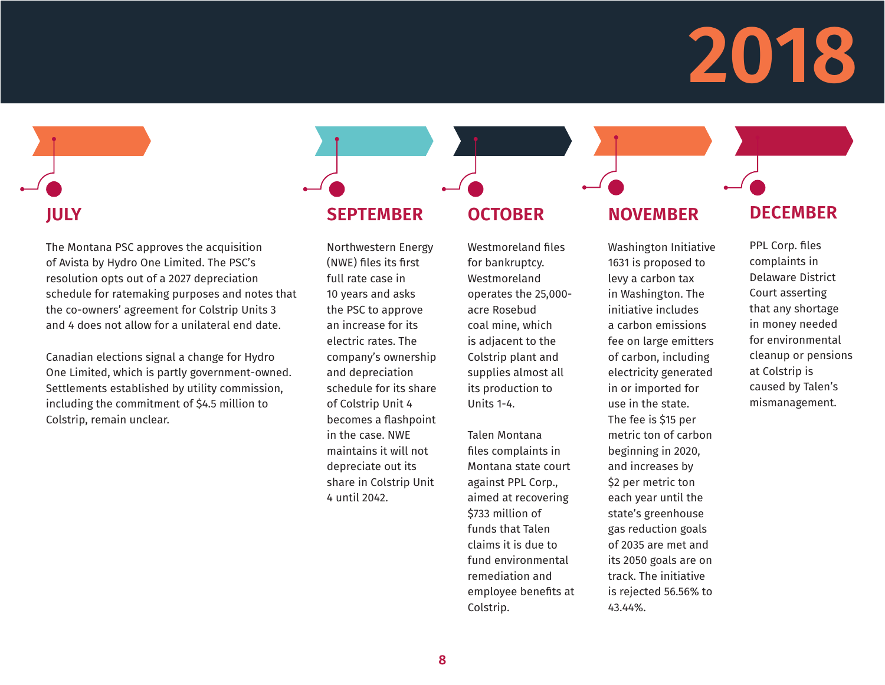# 2018

## JULY

The Montana PSC approves the acquisition of Avista by Hydro One Limited. The PSC's resolution opts out of a 2027 depreciation schedule for ratemaking purposes and notes that the co-owners' agreement for Colstrip Units 3 and 4 does not allow for a unilateral end date.

Canadian elections signal a change for Hydro One Limited, which is partly government-owned. Settlements established by utility commission, including the commitment of $4.5 million to Colstrip, remain unclear.

## SEPTEMBER

Northwestern Energy (NWE) files its first full rate case in 10 years and asks the PSC to approve an increase for its electric rates. The company's ownership and depreciation schedule for its share of Colstrip Unit 4 becomes a flashpoint in the case. NWE maintains it will not depreciate out its share in Colstrip Unit 4 until 2042.

## OCTOBER

Westmoreland files for bankruptcy. Westmoreland operates the 25,000-acre Rosebud coal mine, which is adjacent to the Colstrip plant and supplies almost all its production to Units 1-4.

Talen Montana files complaints in Montana state court against PPL Corp., aimed at recovering $733 million of funds that Talen claims it is due to fund environmental remediation and employee benefits at Colstrip.

## NOVEMBER

Washington Initiative 1631 is proposed to levy a carbon tax in Washington. The initiative includes a carbon emissions fee on large emitters of carbon, including electricity generated in or imported for use in the state. The fee is $15 per metric ton of carbon beginning in 2020, and increases by $2 per metric ton each year until the state's greenhouse gas reduction goals of 2035 are met and its 2050 goals are on track. The initiative is rejected 56.56% to 43.44%.

## DECEMBER

PPL Corp. files complaints in Delaware District Court asserting that any shortage in money needed for environmental cleanup or pensions at Colstrip is caused by Talen's mismanagement.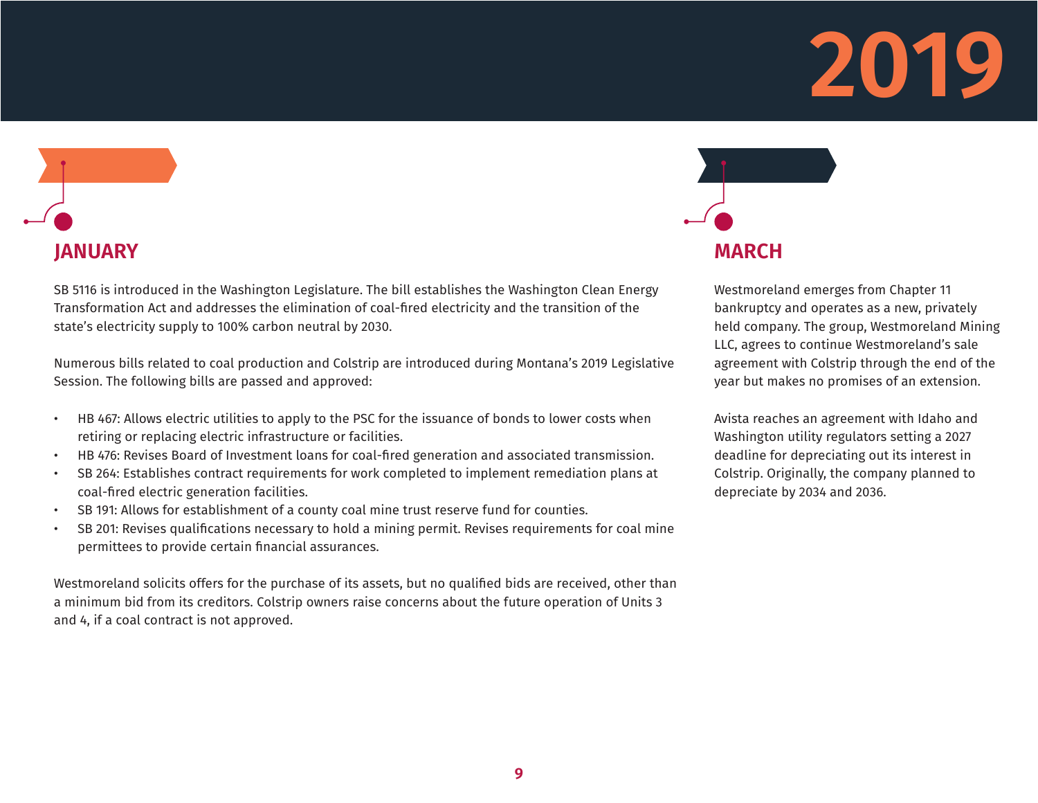# 2019

## JANUARY

SB 5116 is introduced in the Washington Legislature. The bill establishes the Washington Clean Energy Transformation Act and addresses the elimination of coal-fired electricity and the transition of the state's electricity supply to 100% carbon neutral by 2030.

Numerous bills related to coal production and Colstrip are introduced during Montana's 2019 Legislative Session. The following bills are passed and approved:

- HB 467: Allows electric utilities to apply to the PSC for the issuance of bonds to lower costs when retiring or replacing electric infrastructure or facilities.
- HB 476: Revises Board of Investment loans for coal-fired generation and associated transmission.
- SB 264: Establishes contract requirements for work completed to implement remediation plans at coal-fired electric generation facilities.
- SB 191: Allows for establishment of a county coal mine trust reserve fund for counties.
- SB 201: Revises qualifications necessary to hold a mining permit. Revises requirements for coal mine permittees to provide certain financial assurances.

Westmoreland solicits offers for the purchase of its assets, but no qualified bids are received, other than a minimum bid from its creditors. Colstrip owners raise concerns about the future operation of Units 3 and 4, if a coal contract is not approved.

## MARCH

Westmoreland emerges from Chapter 11 bankruptcy and operates as a new, privately held company. The group, Westmoreland Mining LLC, agrees to continue Westmoreland's sale agreement with Colstrip through the end of the year but makes no promises of an extension.

Avista reaches an agreement with Idaho and Washington utility regulators setting a 2027 deadline for depreciating out its interest in Colstrip. Originally, the company planned to depreciate by 2034 and 2036.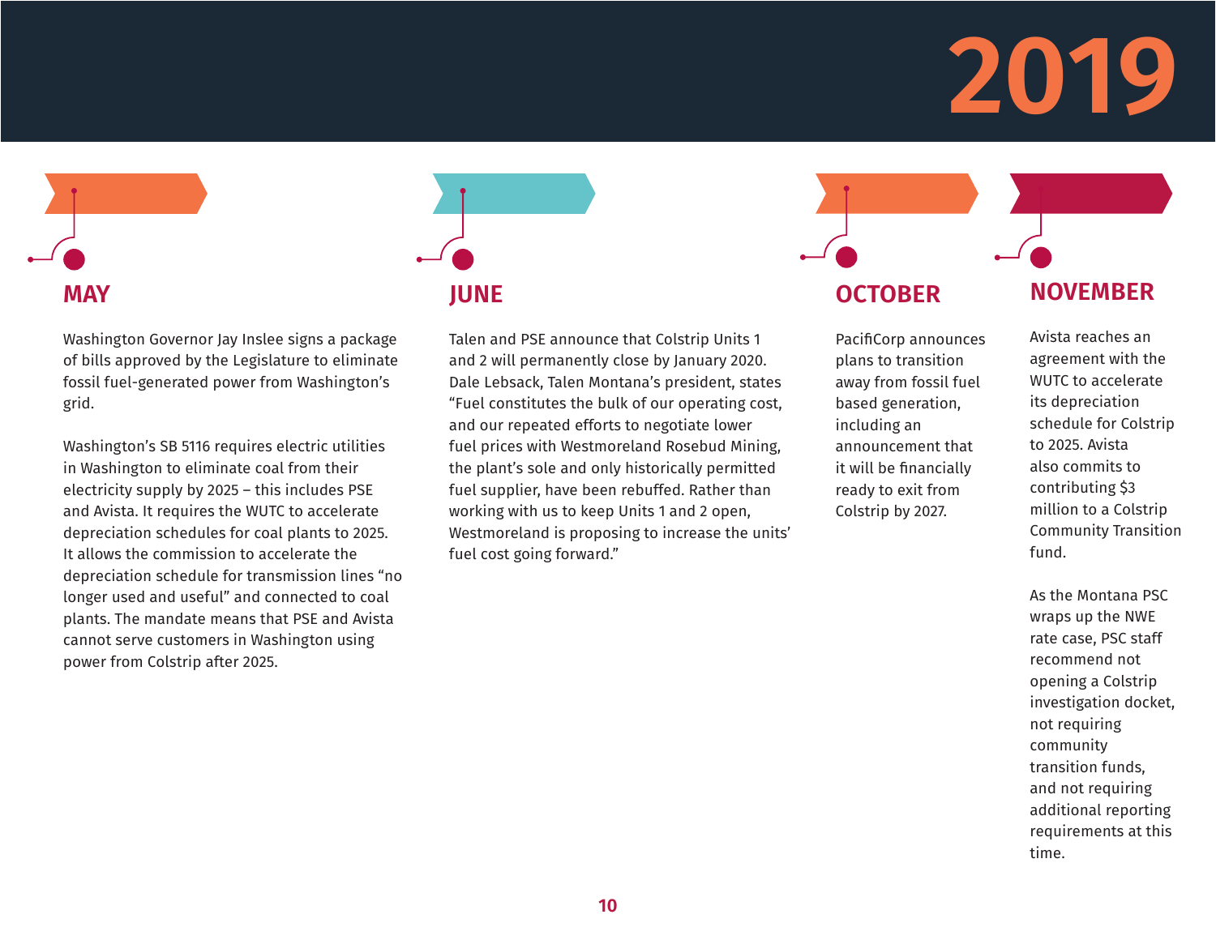# 2019

## MAY

Washington Governor Jay Inslee signs a package of bills approved by the Legislature to eliminate fossil fuel-generated power from Washington's grid.

Washington's SB 5116 requires electric utilities in Washington to eliminate coal from their electricity supply by 2025 – this includes PSE and Avista. It requires the WUTC to accelerate depreciation schedules for coal plants to 2025. It allows the commission to accelerate the depreciation schedule for transmission lines "no longer used and useful" and connected to coal plants. The mandate means that PSE and Avista cannot serve customers in Washington using power from Colstrip after 2025.

## JUNE

Talen and PSE announce that Colstrip Units 1 and 2 will permanently close by January 2020. Dale Lebsack, Talen Montana's president, states "Fuel constitutes the bulk of our operating cost, and our repeated efforts to negotiate lower fuel prices with Westmoreland Rosebud Mining, the plant's sole and only historically permitted fuel supplier, have been rebuffed. Rather than working with us to keep Units 1 and 2 open, Westmoreland is proposing to increase the units' fuel cost going forward."

## OCTOBER

PacifiCorp announces plans to transition away from fossil fuel based generation, including an announcement that it will be financially ready to exit from Colstrip by 2027.

## NOVEMBER

Avista reaches an agreement with the WUTC to accelerate its depreciation schedule for Colstrip to 2025. Avista also commits to contributing $3 million to a Colstrip Community Transition fund.

As the Montana PSC wraps up the NWE rate case, PSC staff recommend not opening a Colstrip investigation docket, not requiring community transition funds, and not requiring additional reporting requirements at this time.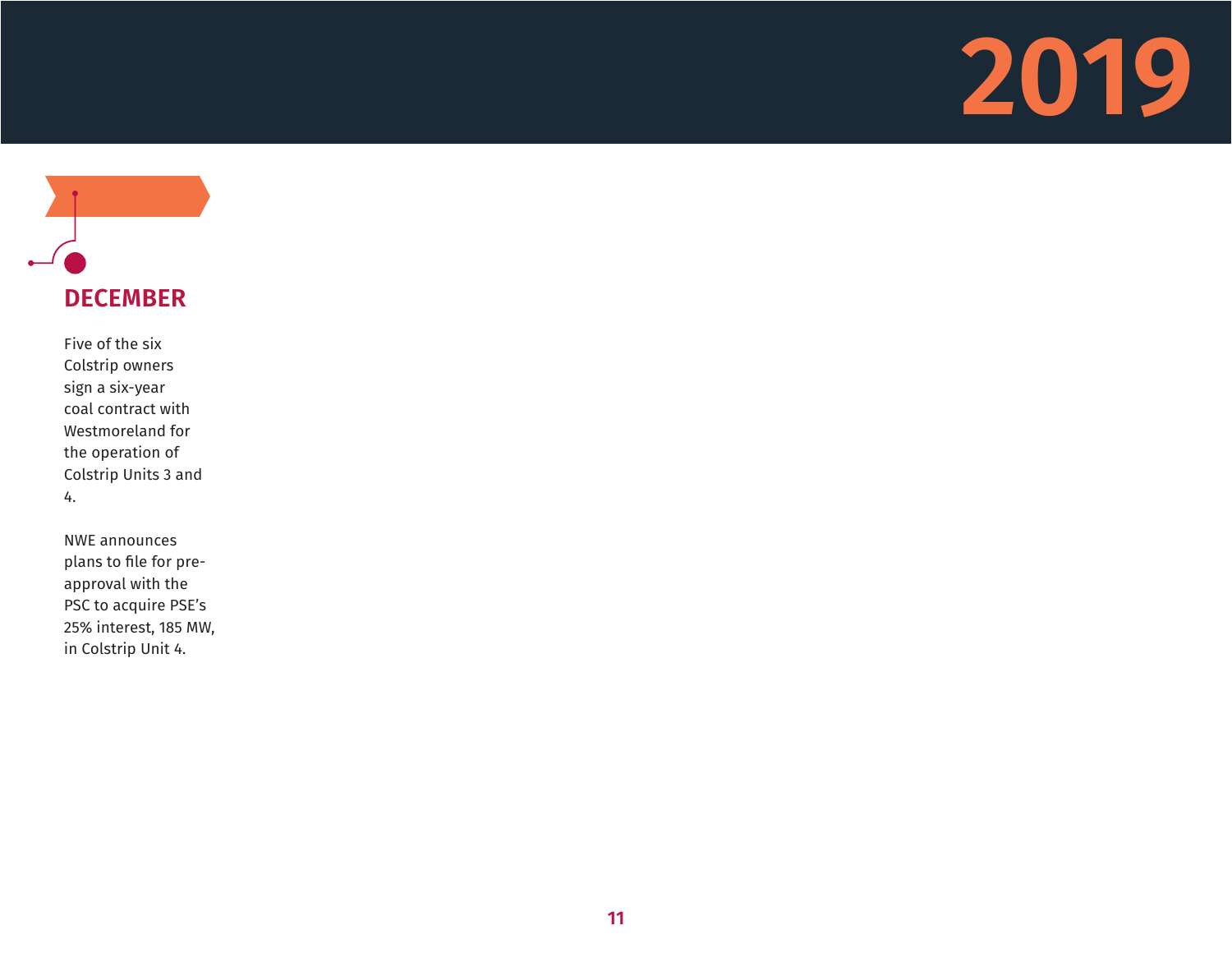# 2019

## DECEMBER

Five of the six Colstrip owners sign a six-year coal contract with Westmoreland for the operation of Colstrip Units 3 and 4.

NWE announces plans to file for pre-approval with the PSC to acquire PSE's 25% interest, 185 MW, in Colstrip Unit 4.